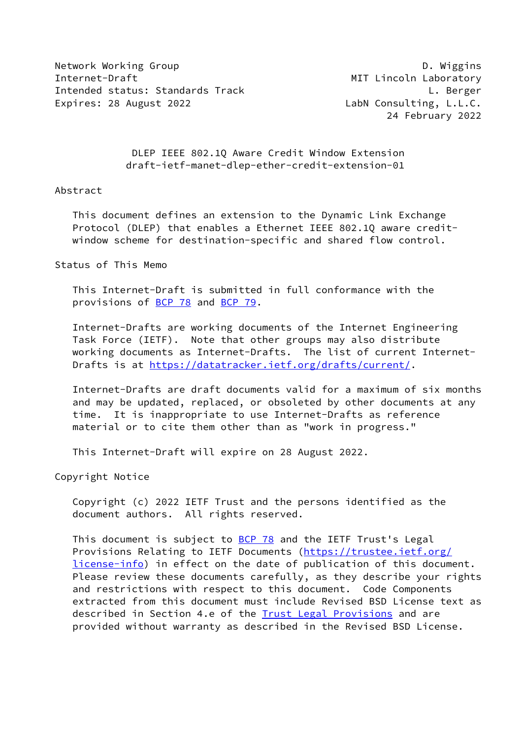Network Working Group D. Wiggins
Internet-Draft MIT Lincoln Laboratory
Intended status: Standards Track L. Berger
Expires: 28 August 2022 LabN Consulting, L.L.C.
24 February 2022

# DLEP IEEE 802.1Q Aware Credit Window Extension
draft-ietf-manet-dlep-ether-credit-extension-01

## Abstract

This document defines an extension to the Dynamic Link Exchange Protocol (DLEP) that enables a Ethernet IEEE 802.1Q aware credit-window scheme for destination-specific and shared flow control.

## Status of This Memo

This Internet-Draft is submitted in full conformance with the provisions of BCP 78 and BCP 79.

Internet-Drafts are working documents of the Internet Engineering Task Force (IETF). Note that other groups may also distribute working documents as Internet-Drafts. The list of current Internet-Drafts is at https://datatracker.ietf.org/drafts/current/.

Internet-Drafts are draft documents valid for a maximum of six months and may be updated, replaced, or obsoleted by other documents at any time. It is inappropriate to use Internet-Drafts as reference material or to cite them other than as "work in progress."

This Internet-Draft will expire on 28 August 2022.

## Copyright Notice

Copyright (c) 2022 IETF Trust and the persons identified as the document authors. All rights reserved.

This document is subject to BCP 78 and the IETF Trust's Legal Provisions Relating to IETF Documents (https://trustee.ietf.org/license-info) in effect on the date of publication of this document. Please review these documents carefully, as they describe your rights and restrictions with respect to this document. Code Components extracted from this document must include Revised BSD License text as described in Section 4.e of the Trust Legal Provisions and are provided without warranty as described in the Revised BSD License.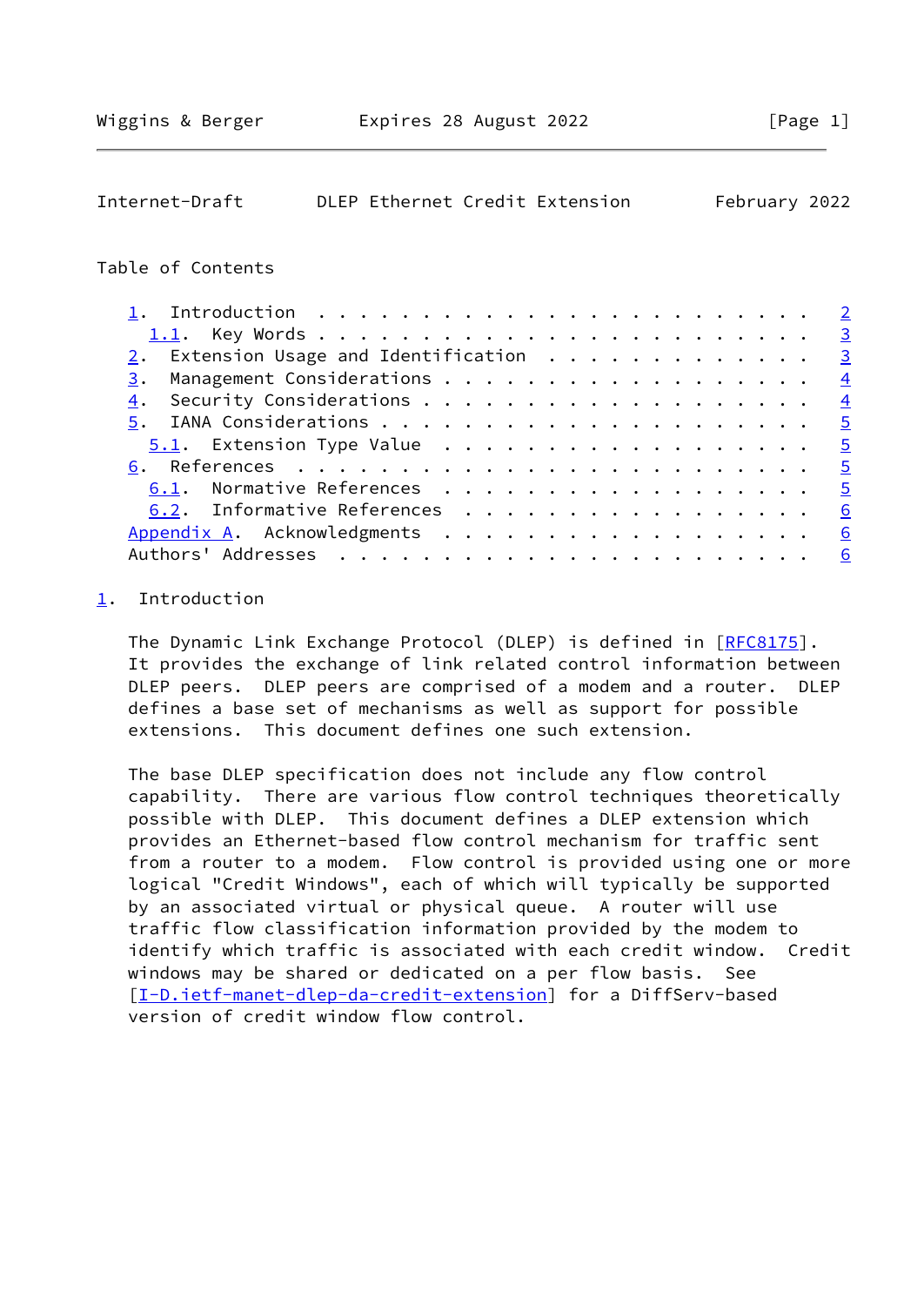## Table of Contents

- 1. Introduction . . . . . . . . . . . . . . . . . . . . . . . . 2
  - 1.1. Key Words . . . . . . . . . . . . . . . . . . . . . . . . 3
- 2. Extension Usage and Identification . . . . . . . . . . . . . 3
- 3. Management Considerations . . . . . . . . . . . . . . . . . 4
- 4. Security Considerations . . . . . . . . . . . . . . . . . . 4
- 5. IANA Considerations . . . . . . . . . . . . . . . . . . . . 5
  - 5.1. Extension Type Value . . . . . . . . . . . . . . . . . . 5
- 6. References . . . . . . . . . . . . . . . . . . . . . . . . . 5
  - 6.1. Normative References . . . . . . . . . . . . . . . . . . 5
  - 6.2. Informative References . . . . . . . . . . . . . . . . . 6
- Appendix A. Acknowledgments . . . . . . . . . . . . . . . . . . 6
- Authors' Addresses . . . . . . . . . . . . . . . . . . . . . . . 6

## 1. Introduction

The Dynamic Link Exchange Protocol (DLEP) is defined in [RFC8175]. It provides the exchange of link related control information between DLEP peers. DLEP peers are comprised of a modem and a router. DLEP defines a base set of mechanisms as well as support for possible extensions. This document defines one such extension.

The base DLEP specification does not include any flow control capability. There are various flow control techniques theoretically possible with DLEP. This document defines a DLEP extension which provides an Ethernet-based flow control mechanism for traffic sent from a router to a modem. Flow control is provided using one or more logical "Credit Windows", each of which will typically be supported by an associated virtual or physical queue. A router will use traffic flow classification information provided by the modem to identify which traffic is associated with each credit window. Credit windows may be shared or dedicated on a per flow basis. See [I-D.ietf-manet-dlep-da-credit-extension] for a DiffServ-based version of credit window flow control.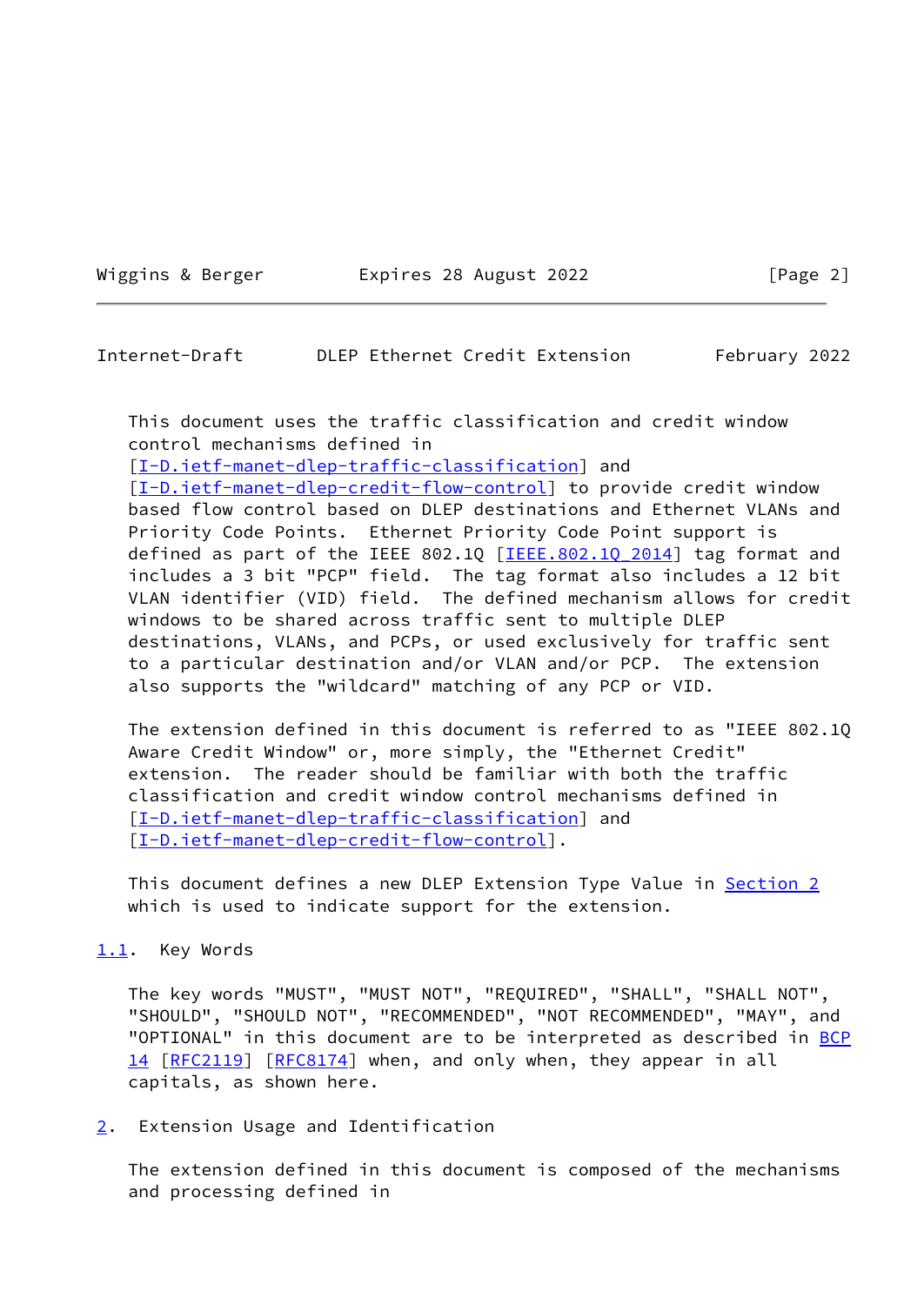This document uses the traffic classification and credit window control mechanisms defined in [I-D.ietf-manet-dlep-traffic-classification] and [I-D.ietf-manet-dlep-credit-flow-control] to provide credit window based flow control based on DLEP destinations and Ethernet VLANs and Priority Code Points. Ethernet Priority Code Point support is defined as part of the IEEE 802.1Q [IEEE.802.1Q_2014] tag format and includes a 3 bit "PCP" field. The tag format also includes a 12 bit VLAN identifier (VID) field. The defined mechanism allows for credit windows to be shared across traffic sent to multiple DLEP destinations, VLANs, and PCPs, or used exclusively for traffic sent to a particular destination and/or VLAN and/or PCP. The extension also supports the "wildcard" matching of any PCP or VID.

The extension defined in this document is referred to as "IEEE 802.1Q Aware Credit Window" or, more simply, the "Ethernet Credit" extension. The reader should be familiar with both the traffic classification and credit window control mechanisms defined in [I-D.ietf-manet-dlep-traffic-classification] and [I-D.ietf-manet-dlep-credit-flow-control].

This document defines a new DLEP Extension Type Value in Section 2 which is used to indicate support for the extension.

### 1.1. Key Words

The key words "MUST", "MUST NOT", "REQUIRED", "SHALL", "SHALL NOT", "SHOULD", "SHOULD NOT", "RECOMMENDED", "NOT RECOMMENDED", "MAY", and "OPTIONAL" in this document are to be interpreted as described in BCP 14 [RFC2119] [RFC8174] when, and only when, they appear in all capitals, as shown here.

## 2. Extension Usage and Identification

The extension defined in this document is composed of the mechanisms and processing defined in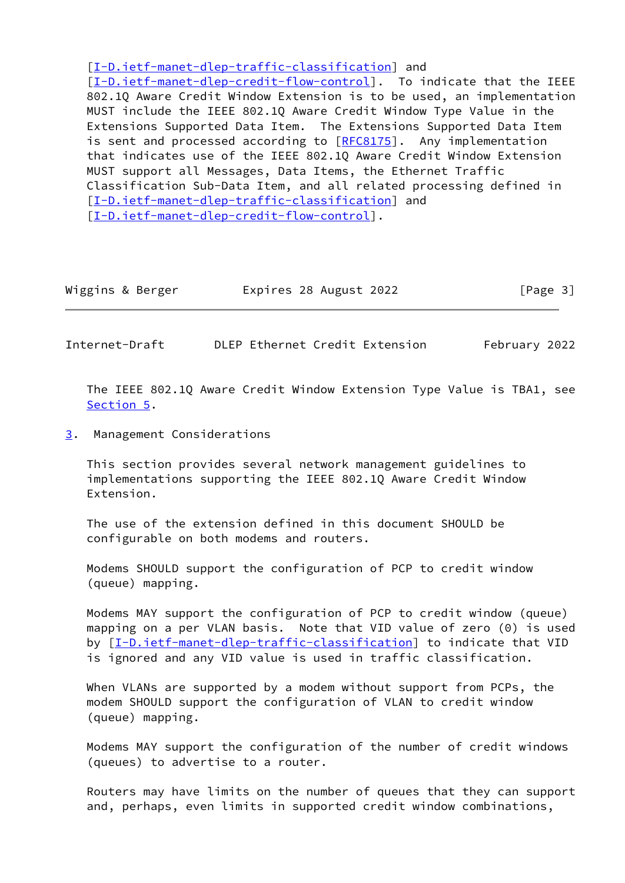[I-D.ietf-manet-dlep-traffic-classification] and [I-D.ietf-manet-dlep-credit-flow-control]. To indicate that the IEEE 802.1Q Aware Credit Window Extension is to be used, an implementation MUST include the IEEE 802.1Q Aware Credit Window Type Value in the Extensions Supported Data Item. The Extensions Supported Data Item is sent and processed according to [RFC8175]. Any implementation that indicates use of the IEEE 802.1Q Aware Credit Window Extension MUST support all Messages, Data Items, the Ethernet Traffic Classification Sub-Data Item, and all related processing defined in [I-D.ietf-manet-dlep-traffic-classification] and [I-D.ietf-manet-dlep-credit-flow-control].

The IEEE 802.1Q Aware Credit Window Extension Type Value is TBA1, see Section 5.

## 3. Management Considerations

This section provides several network management guidelines to implementations supporting the IEEE 802.1Q Aware Credit Window Extension.

The use of the extension defined in this document SHOULD be configurable on both modems and routers.

Modems SHOULD support the configuration of PCP to credit window (queue) mapping.

Modems MAY support the configuration of PCP to credit window (queue) mapping on a per VLAN basis. Note that VID value of zero (0) is used by [I-D.ietf-manet-dlep-traffic-classification] to indicate that VID is ignored and any VID value is used in traffic classification.

When VLANs are supported by a modem without support from PCPs, the modem SHOULD support the configuration of VLAN to credit window (queue) mapping.

Modems MAY support the configuration of the number of credit windows (queues) to advertise to a router.

Routers may have limits on the number of queues that they can support and, perhaps, even limits in supported credit window combinations,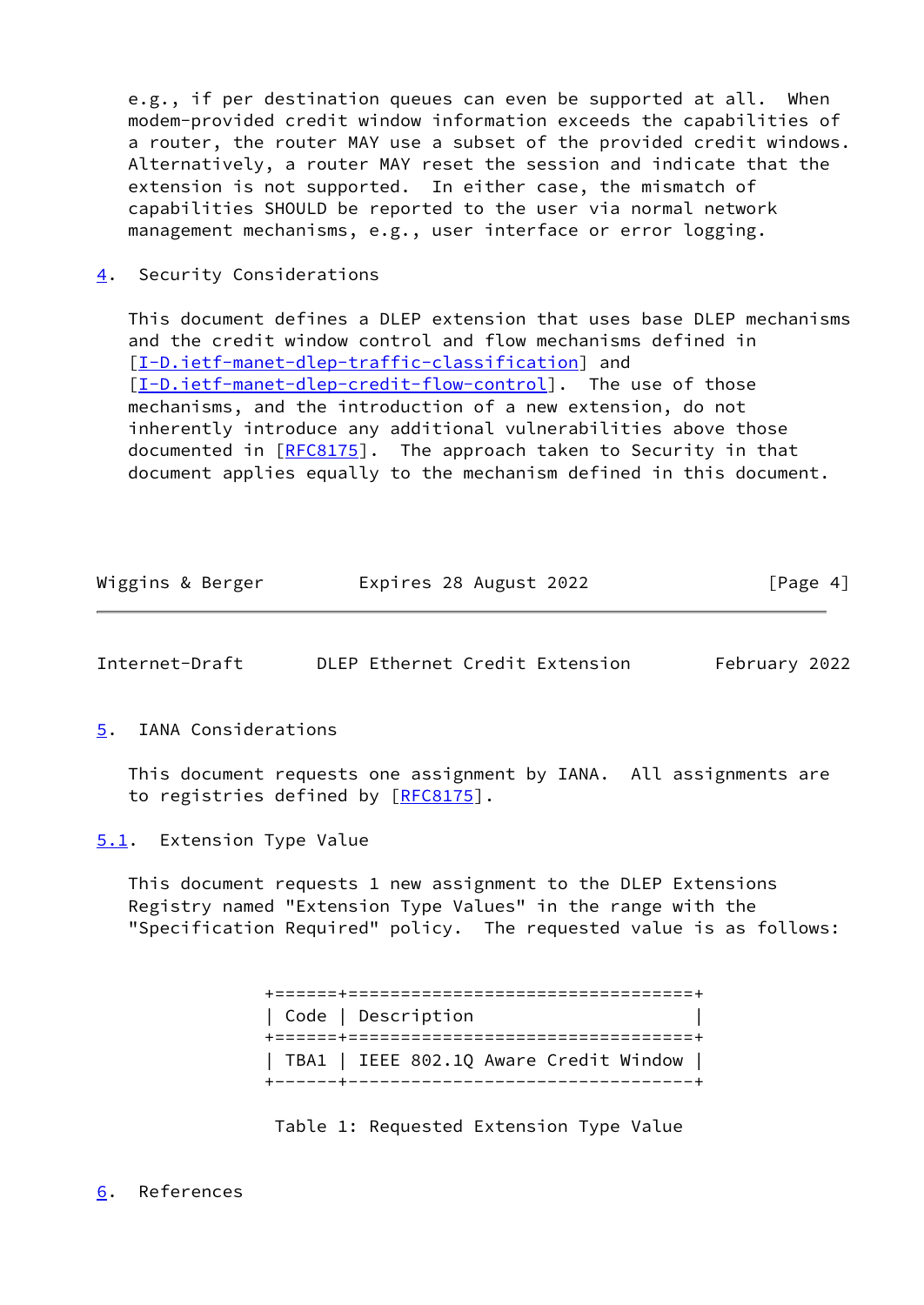e.g., if per destination queues can even be supported at all. When modem-provided credit window information exceeds the capabilities of a router, the router MAY use a subset of the provided credit windows. Alternatively, a router MAY reset the session and indicate that the extension is not supported. In either case, the mismatch of capabilities SHOULD be reported to the user via normal network management mechanisms, e.g., user interface or error logging.

## 4. Security Considerations

This document defines a DLEP extension that uses base DLEP mechanisms and the credit window control and flow mechanisms defined in [I-D.ietf-manet-dlep-traffic-classification] and [I-D.ietf-manet-dlep-credit-flow-control]. The use of those mechanisms, and the introduction of a new extension, do not inherently introduce any additional vulnerabilities above those documented in [RFC8175]. The approach taken to Security in that document applies equally to the mechanism defined in this document.

## 5. IANA Considerations

This document requests one assignment by IANA. All assignments are to registries defined by [RFC8175].

### 5.1. Extension Type Value

This document requests 1 new assignment to the DLEP Extensions Registry named "Extension Type Values" in the range with the "Specification Required" policy. The requested value is as follows:

| Code | Description |
|---|---|
| TBA1 | IEEE 802.1Q Aware Credit Window |

Table 1: Requested Extension Type Value

## 6. References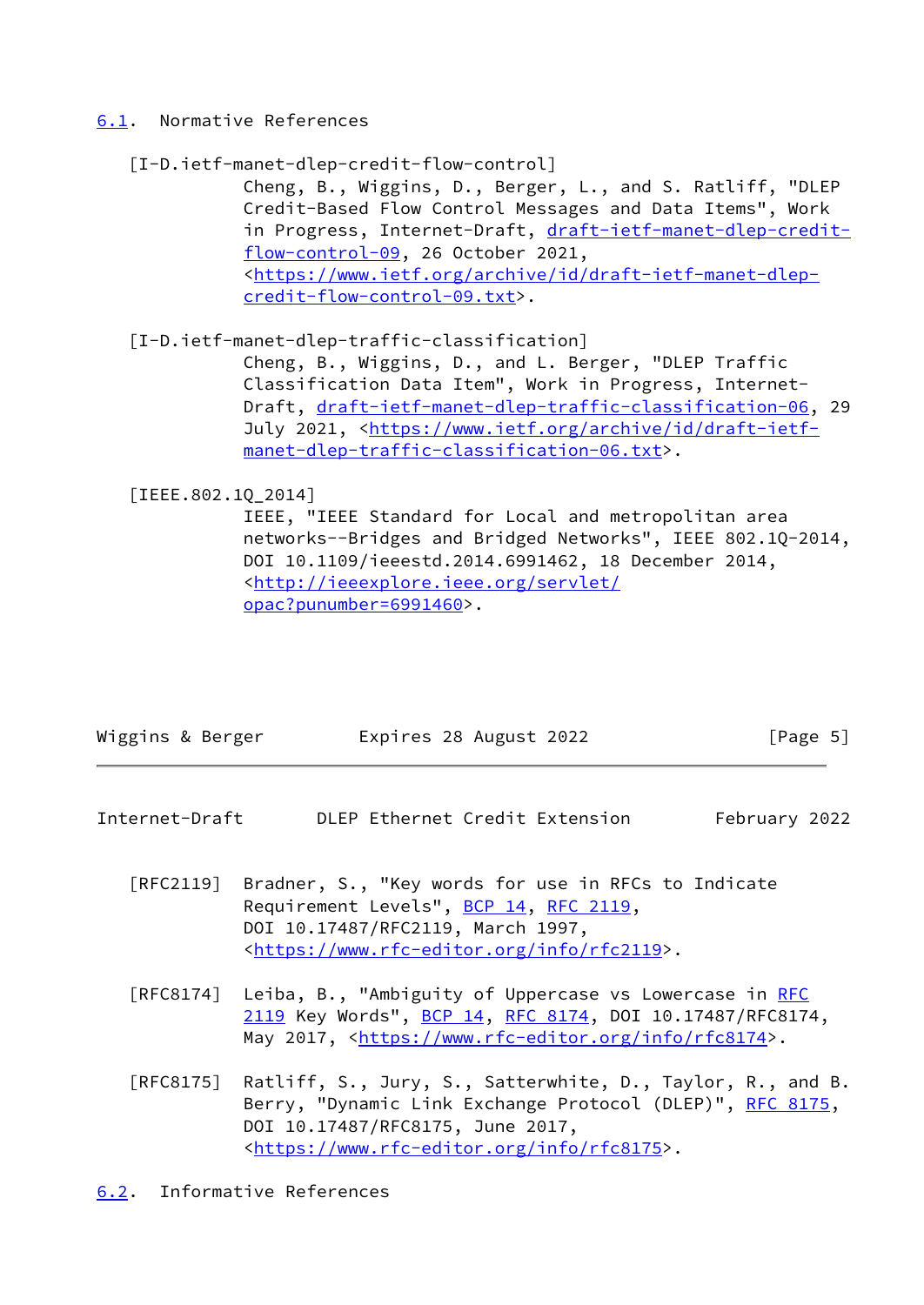### 6.1. Normative References

[I-D.ietf-manet-dlep-credit-flow-control]
Cheng, B., Wiggins, D., Berger, L., and S. Ratliff, "DLEP Credit-Based Flow Control Messages and Data Items", Work in Progress, Internet-Draft, draft-ietf-manet-dlep-credit-flow-control-09, 26 October 2021, <https://www.ietf.org/archive/id/draft-ietf-manet-dlep-credit-flow-control-09.txt>.

[I-D.ietf-manet-dlep-traffic-classification]
Cheng, B., Wiggins, D., and L. Berger, "DLEP Traffic Classification Data Item", Work in Progress, Internet-Draft, draft-ietf-manet-dlep-traffic-classification-06, 29 July 2021, <https://www.ietf.org/archive/id/draft-ietf-manet-dlep-traffic-classification-06.txt>.

[IEEE.802.1Q_2014]
IEEE, "IEEE Standard for Local and metropolitan area networks--Bridges and Bridged Networks", IEEE 802.1Q-2014, DOI 10.1109/ieeestd.2014.6991462, 18 December 2014, <http://ieeexplore.ieee.org/servlet/opac?punumber=6991460>.

[RFC2119] Bradner, S., "Key words for use in RFCs to Indicate Requirement Levels", BCP 14, RFC 2119, DOI 10.17487/RFC2119, March 1997, <https://www.rfc-editor.org/info/rfc2119>.

[RFC8174] Leiba, B., "Ambiguity of Uppercase vs Lowercase in RFC 2119 Key Words", BCP 14, RFC 8174, DOI 10.17487/RFC8174, May 2017, <https://www.rfc-editor.org/info/rfc8174>.

[RFC8175] Ratliff, S., Jury, S., Satterwhite, D., Taylor, R., and B. Berry, "Dynamic Link Exchange Protocol (DLEP)", RFC 8175, DOI 10.17487/RFC8175, June 2017, <https://www.rfc-editor.org/info/rfc8175>.

### 6.2. Informative References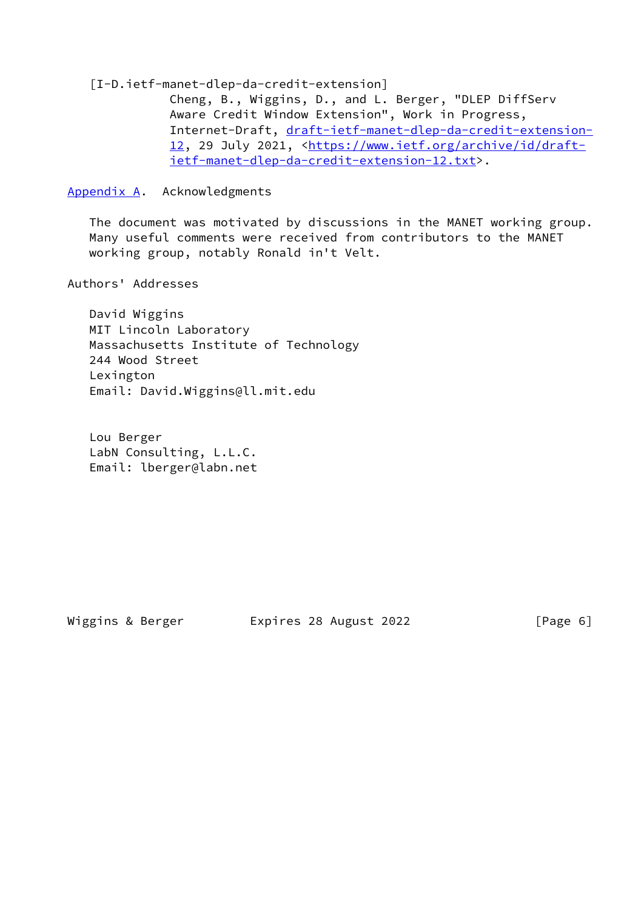[I-D.ietf-manet-dlep-da-credit-extension]
Cheng, B., Wiggins, D., and L. Berger, "DLEP DiffServ Aware Credit Window Extension", Work in Progress, Internet-Draft, draft-ietf-manet-dlep-da-credit-extension-12, 29 July 2021, <https://www.ietf.org/archive/id/draft-ietf-manet-dlep-da-credit-extension-12.txt>.

## Appendix A. Acknowledgments

The document was motivated by discussions in the MANET working group. Many useful comments were received from contributors to the MANET working group, notably Ronald in't Velt.

## Authors' Addresses

David Wiggins
MIT Lincoln Laboratory
Massachusetts Institute of Technology
244 Wood Street
Lexington
Email: David.Wiggins@ll.mit.edu

Lou Berger
LabN Consulting, L.L.C.
Email: lberger@labn.net